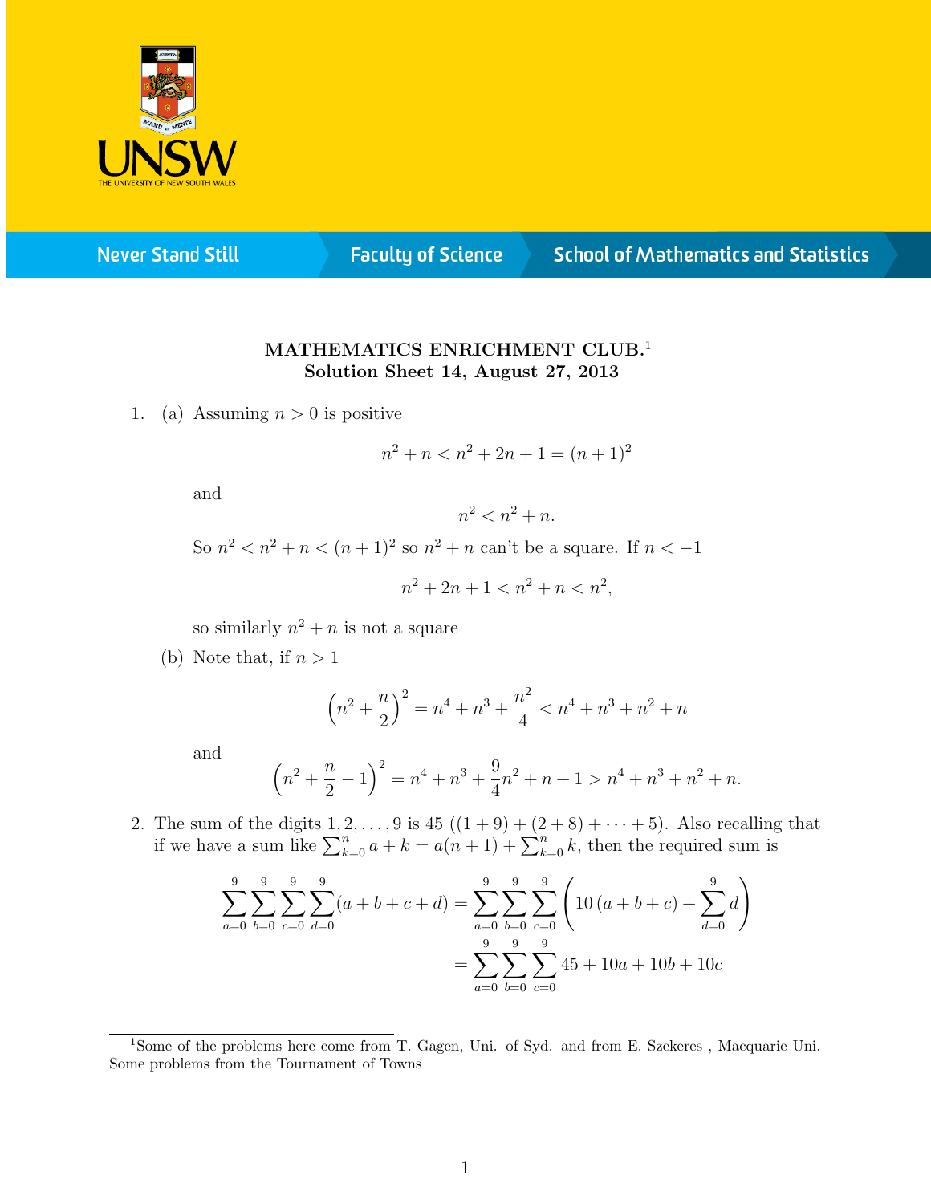**MATHEMATICS ENRICHMENT CLUB.**[1]
**Solution Sheet 14, August 27, 2013**

1. (a) Assuming $n > 0$ is positive

$$n^2 + n < n^2 + 2n + 1 = (n+1)^2$$

and

$$n^2 < n^2 + n.$$

So $n^2 < n^2 + n < (n+1)^2$ so $n^2 + n$ can't be a square. If $n < -1$

$$n^2 + 2n + 1 < n^2 + n < n^2,$$

so similarly $n^2 + n$ is not a square

(b) Note that, if $n > 1$

$$\left(n^2 + \frac{n}{2}\right)^2 = n^4 + n^3 + \frac{n^2}{4} < n^4 + n^3 + n^2 + n$$

and

$$\left(n^2 + \frac{n}{2} - 1\right)^2 = n^4 + n^3 + \frac{9}{4}n^2 + n + 1 > n^4 + n^3 + n^2 + n.$$

2. The sum of the digits $1, 2, \ldots, 9$ is 45 $((1+9) + (2+8) + \cdots + 5)$. Also recalling that if we have a sum like $\sum_{k=0}^{n} a + k = a(n+1) + \sum_{k=0}^{n} k$, then the required sum is

$$\sum_{a=0}^{9}\sum_{b=0}^{9}\sum_{c=0}^{9}\sum_{d=0}^{9}(a+b+c+d) = \sum_{a=0}^{9}\sum_{b=0}^{9}\sum_{c=0}^{9}\left(10\,(a+b+c) + \sum_{d=0}^{9} d\right)$$
$$= \sum_{a=0}^{9}\sum_{b=0}^{9}\sum_{c=0}^{9} 45 + 10a + 10b + 10c$$

[1] Some of the problems here come from T. Gagen, Uni. of Syd. and from E. Szekeres , Macquarie Uni. Some problems from the Tournament of Towns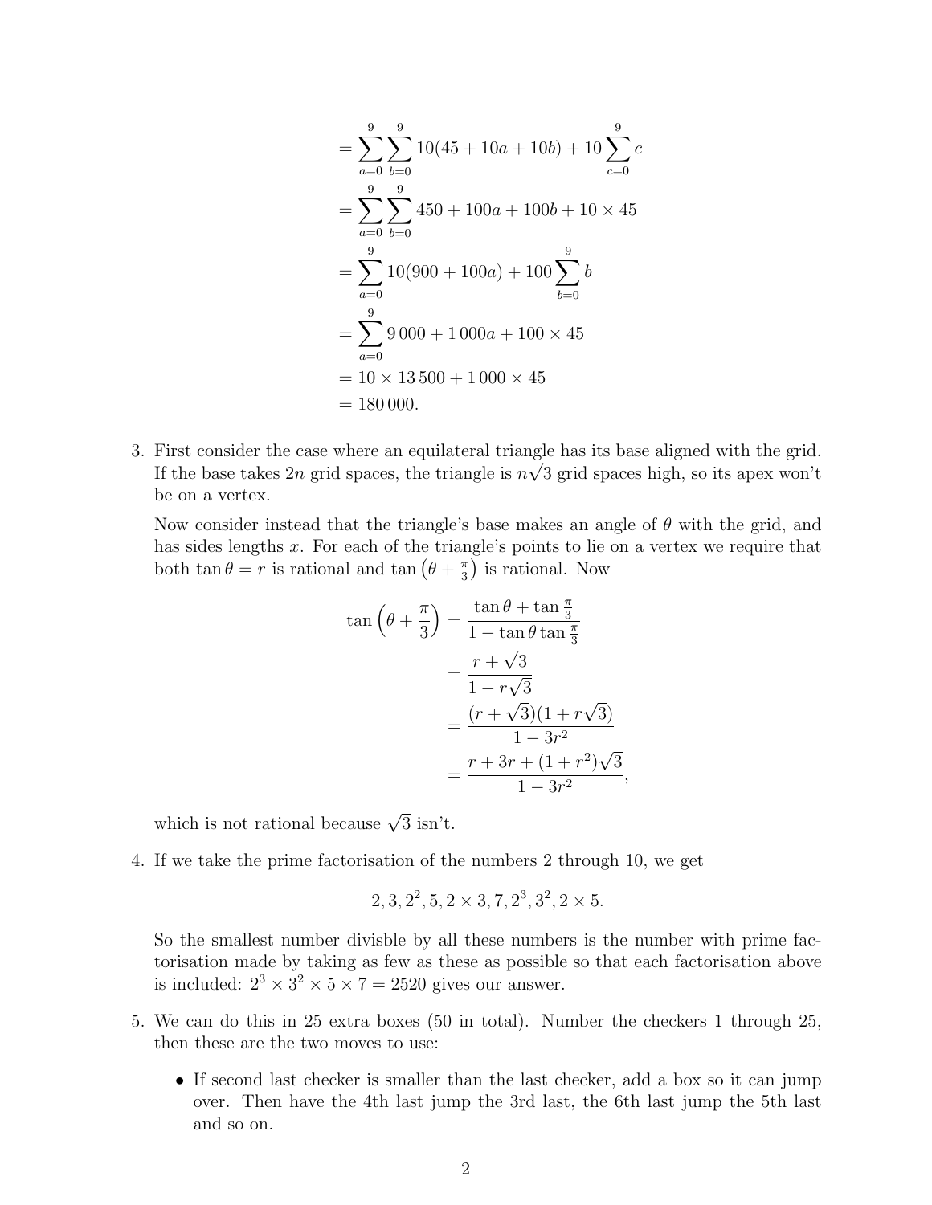$$
\begin{aligned}
&= \sum_{a=0}^{9}\sum_{b=0}^{9} 10(45 + 10a + 10b) + 10\sum_{c=0}^{9} c \\
&= \sum_{a=0}^{9}\sum_{b=0}^{9} 450 + 100a + 100b + 10 \times 45 \\
&= \sum_{a=0}^{9} 10(900 + 100a) + 100\sum_{b=0}^{9} b \\
&= \sum_{a=0}^{9} 9\,000 + 1\,000a + 100 \times 45 \\
&= 10 \times 13\,500 + 1\,000 \times 45 \\
&= 180\,000.
\end{aligned}
$$

3. First consider the case where an equilateral triangle has its base aligned with the grid. If the base takes $2n$ grid spaces, the triangle is $n\sqrt{3}$ grid spaces high, so its apex won't be on a vertex.

   Now consider instead that the triangle's base makes an angle of $\theta$ with the grid, and has sides lengths $x$. For each of the triangle's points to lie on a vertex we require that both $\tan\theta = r$ is rational and $\tan\left(\theta + \frac{\pi}{3}\right)$ is rational. Now

$$
\begin{aligned}
\tan\left(\theta + \frac{\pi}{3}\right) &= \frac{\tan\theta + \tan\frac{\pi}{3}}{1 - \tan\theta\tan\frac{\pi}{3}} \\
&= \frac{r + \sqrt{3}}{1 - r\sqrt{3}} \\
&= \frac{(r + \sqrt{3})(1 + r\sqrt{3})}{1 - 3r^2} \\
&= \frac{r + 3r + (1 + r^2)\sqrt{3}}{1 - 3r^2},
\end{aligned}
$$

   which is not rational because $\sqrt{3}$ isn't.

4. If we take the prime factorisation of the numbers 2 through 10, we get

$$
2, 3, 2^2, 5, 2 \times 3, 7, 2^3, 3^2, 2 \times 5.
$$

   So the smallest number divisble by all these numbers is the number with prime factorisation made by taking as few as these as possible so that each factorisation above is included: $2^3 \times 3^2 \times 5 \times 7 = 2520$ gives our answer.

5. We can do this in 25 extra boxes (50 in total). Number the checkers 1 through 25, then these are the two moves to use:

   - If second last checker is smaller than the last checker, add a box so it can jump over. Then have the 4th last jump the 3rd last, the 6th last jump the 5th last and so on.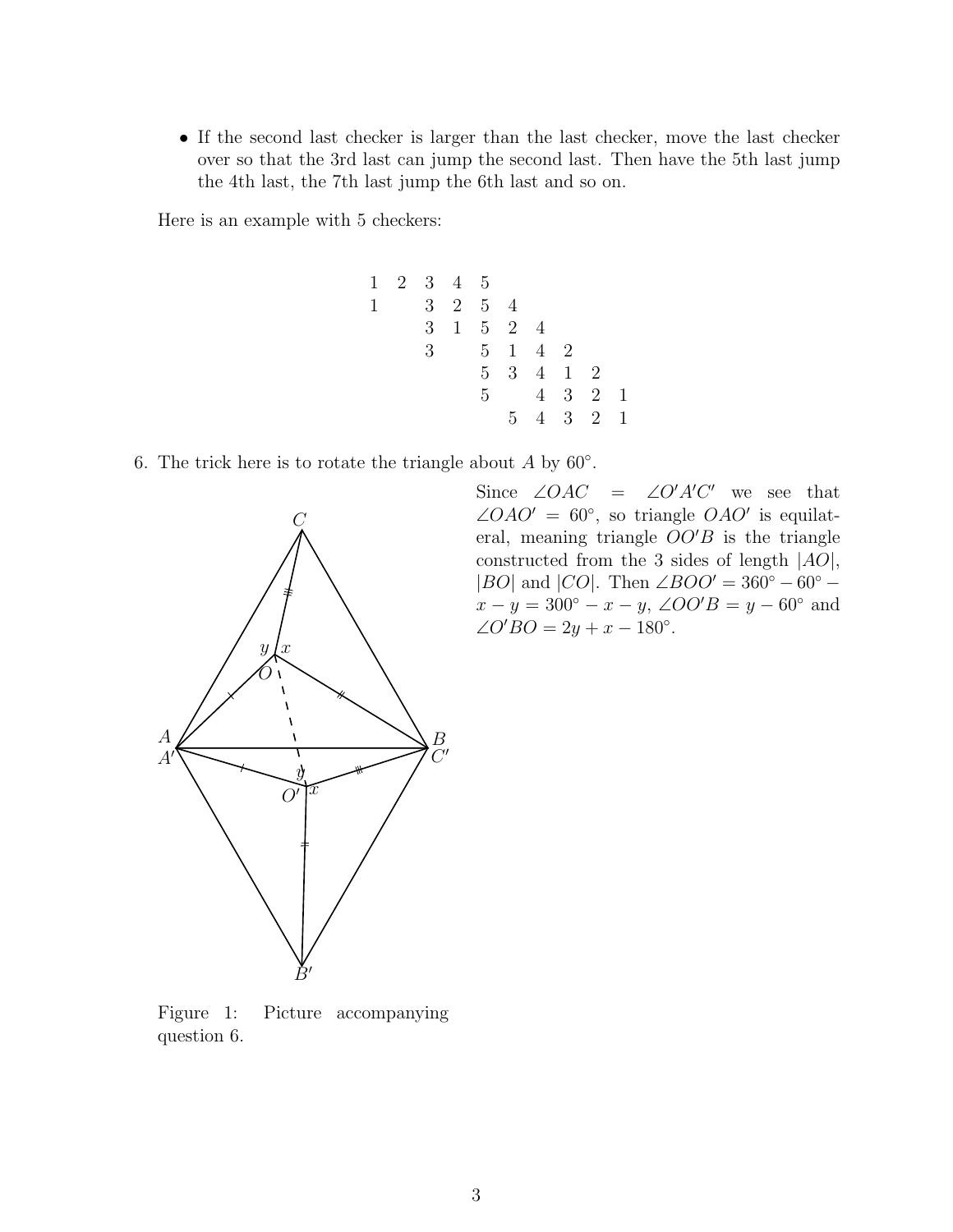- If the second last checker is larger than the last checker, move the last checker over so that the 3rd last can jump the second last. Then have the 5th last jump the 4th last, the 7th last jump the 6th last and so on.

Here is an example with 5 checkers:

| | | | | | | | | | |
|---|---|---|---|---|---|---|---|---|---|
| 1 | 2 | 3 | 4 | 5 | | | | | |
| 1 | | 3 | 2 | 5 | 4 | | | | |
| | | 3 | 1 | 5 | 2 | 4 | | | |
| | | 3 | | 5 | 1 | 4 | 2 | | |
| | | | | 5 | 3 | 4 | 1 | 2 | |
| | | | | 5 | | 4 | 3 | 2 | 1 |
| | | | | | 5 | 4 | 3 | 2 | 1 |

6. The trick here is to rotate the triangle about $A$ by $60^\circ$.

Since $\angle OAC = \angle O'A'C'$ we see that $\angle OAO' = 60^\circ$, so triangle $OAO'$ is equilateral, meaning triangle $OO'B$ is the triangle constructed from the 3 sides of length $|AO|$, $|BO|$ and $|CO|$. Then $\angle BOO' = 360^\circ - 60^\circ - x - y = 300^\circ - x - y$, $\angle OO'B = y - 60^\circ$ and $\angle O'BO = 2y + x - 180^\circ$.

Figure 1: Picture accompanying question 6.